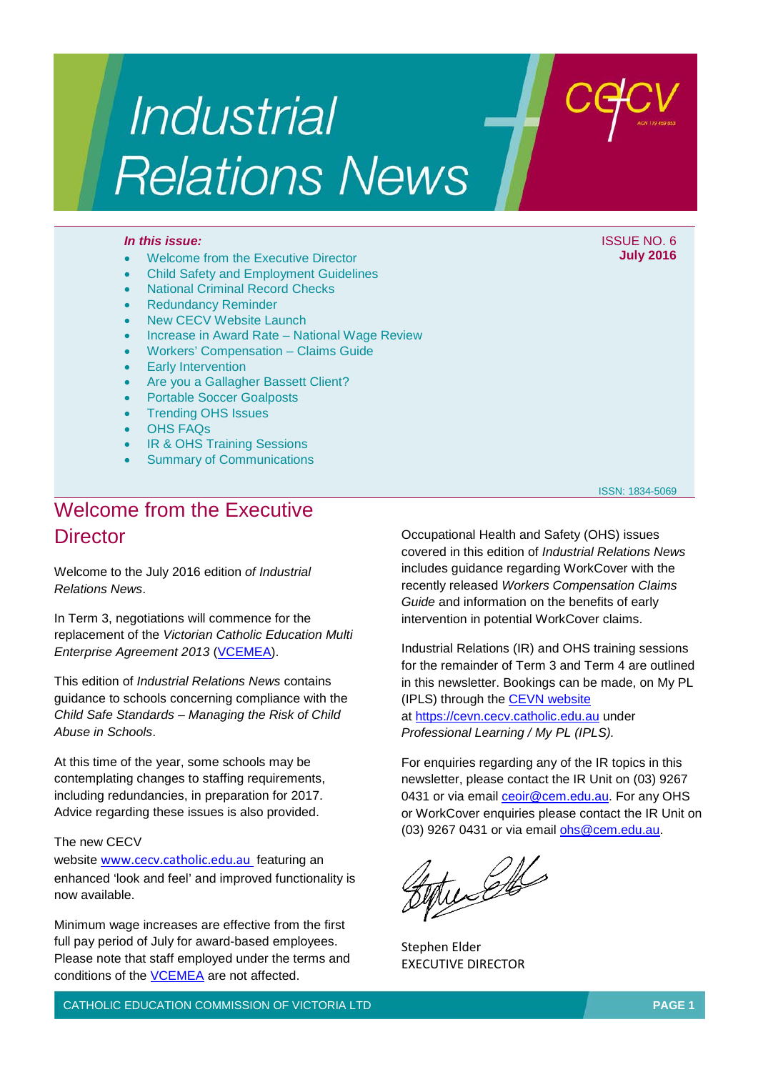# Industrial Relations News

*In this issue:*

- Welcome from the Executive Director
- Child Safety and Employment Guidelines
- National Criminal Record Checks
- Redundancy Reminder
- New CECV Website Launch
- Increase in Award Rate – National Wage Review
- Workers' Compensation – Claims Guide
- Early Intervention
- Are you a Gallagher Bassett Client?
- Portable Soccer Goalposts
- Trending OHS Issues
- OHS FAQs
- IR & OHS Training Sessions
- Summary of Communications

ISSUE NO. 6
**July 2016**

ISSN: 1834-5069

## Welcome from the Executive Director

Welcome to the July 2016 edition *of Industrial Relations News*.

In Term 3, negotiations will commence for the replacement of the *Victorian Catholic Education Multi Enterprise Agreement 2013* (VCEMEA).

This edition of *Industrial Relations News* contains guidance to schools concerning compliance with the *Child Safe Standards – Managing the Risk of Child Abuse in Schools*.

At this time of the year, some schools may be contemplating changes to staffing requirements, including redundancies, in preparation for 2017. Advice regarding these issues is also provided.

The new CECV website www.cecv.catholic.edu.au featuring an enhanced 'look and feel' and improved functionality is now available.

Minimum wage increases are effective from the first full pay period of July for award-based employees. Please note that staff employed under the terms and conditions of the VCEMEA are not affected.

Occupational Health and Safety (OHS) issues covered in this edition of *Industrial Relations News* includes guidance regarding WorkCover with the recently released *Workers Compensation Claims Guide* and information on the benefits of early intervention in potential WorkCover claims.

Industrial Relations (IR) and OHS training sessions for the remainder of Term 3 and Term 4 are outlined in this newsletter. Bookings can be made, on My PL (IPLS) through the CEVN website at https://cevn.cecv.catholic.edu.au under *Professional Learning / My PL (IPLS).*

For enquiries regarding any of the IR topics in this newsletter, please contact the IR Unit on (03) 9267 0431 or via email ceoir@cem.edu.au. For any OHS or WorkCover enquiries please contact the IR Unit on (03) 9267 0431 or via email ohs@cem.edu.au.

Stephen Elder
EXECUTIVE DIRECTOR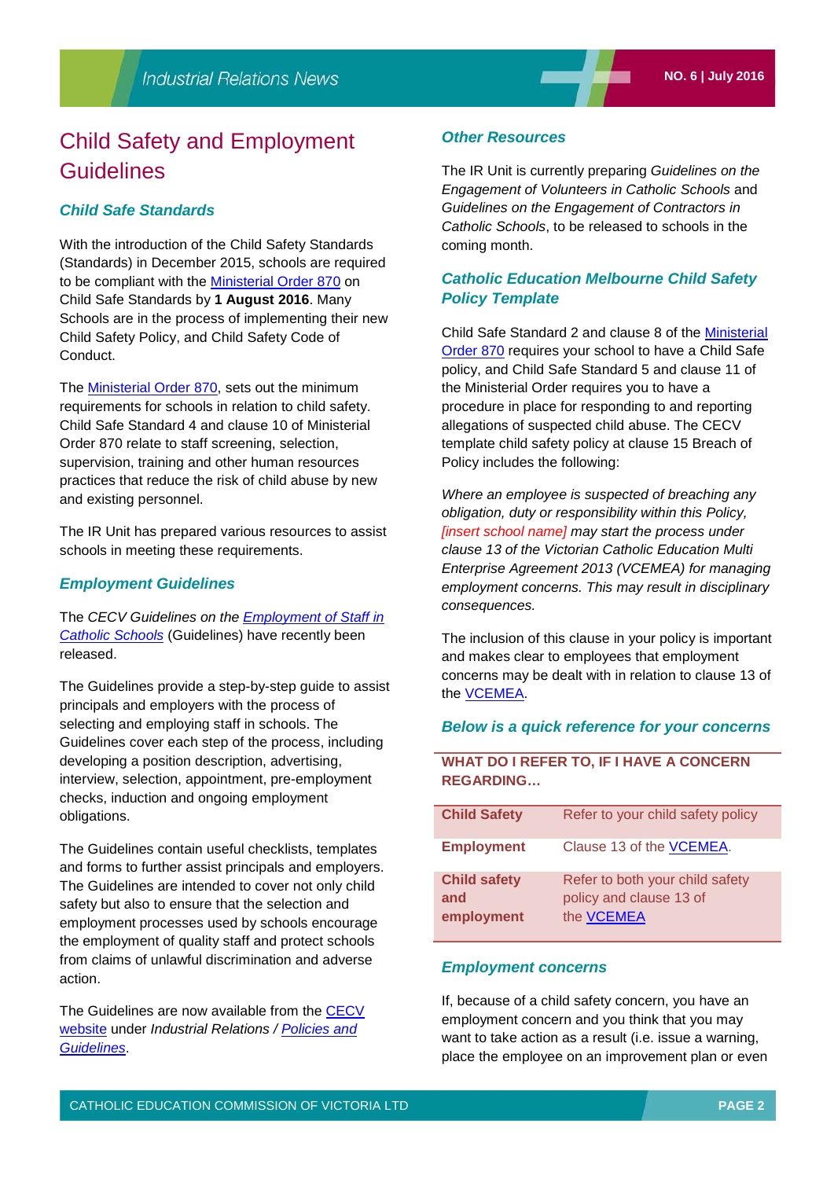# Child Safety and Employment Guidelines

### Child Safe Standards

With the introduction of the Child Safety Standards (Standards) in December 2015, schools are required to be compliant with the Ministerial Order 870 on Child Safe Standards by **1 August 2016**. Many Schools are in the process of implementing their new Child Safety Policy, and Child Safety Code of Conduct.

The Ministerial Order 870, sets out the minimum requirements for schools in relation to child safety. Child Safe Standard 4 and clause 10 of Ministerial Order 870 relate to staff screening, selection, supervision, training and other human resources practices that reduce the risk of child abuse by new and existing personnel.

The IR Unit has prepared various resources to assist schools in meeting these requirements.

### Employment Guidelines

The *CECV Guidelines on the Employment of Staff in Catholic Schools* (Guidelines) have recently been released.

The Guidelines provide a step-by-step guide to assist principals and employers with the process of selecting and employing staff in schools. The Guidelines cover each step of the process, including developing a position description, advertising, interview, selection, appointment, pre-employment checks, induction and ongoing employment obligations.

The Guidelines contain useful checklists, templates and forms to further assist principals and employers. The Guidelines are intended to cover not only child safety but also to ensure that the selection and employment processes used by schools encourage the employment of quality staff and protect schools from claims of unlawful discrimination and adverse action.

The Guidelines are now available from the CECV website under *Industrial Relations / Policies and Guidelines*.

### Other Resources

The IR Unit is currently preparing *Guidelines on the Engagement of Volunteers in Catholic Schools* and *Guidelines on the Engagement of Contractors in Catholic Schools*, to be released to schools in the coming month.

### Catholic Education Melbourne Child Safety Policy Template

Child Safe Standard 2 and clause 8 of the Ministerial Order 870 requires your school to have a Child Safe policy, and Child Safe Standard 5 and clause 11 of the Ministerial Order requires you to have a procedure in place for responding to and reporting allegations of suspected child abuse. The CECV template child safety policy at clause 15 Breach of Policy includes the following:

*Where an employee is suspected of breaching any obligation, duty or responsibility within this Policy, [insert school name] may start the process under clause 13 of the Victorian Catholic Education Multi Enterprise Agreement 2013 (VCEMEA) for managing employment concerns. This may result in disciplinary consequences.*

The inclusion of this clause in your policy is important and makes clear to employees that employment concerns may be dealt with in relation to clause 13 of the VCEMEA.

### Below is a quick reference for your concerns

| WHAT DO I REFER TO, IF I HAVE A CONCERN REGARDING… | |
|---|---|
| **Child Safety** | Refer to your child safety policy |
| **Employment** | Clause 13 of the VCEMEA. |
| **Child safety and employment** | Refer to both your child safety policy and clause 13 of the VCEMEA |

### Employment concerns

If, because of a child safety concern, you have an employment concern and you think that you may want to take action as a result (i.e. issue a warning, place the employee on an improvement plan or even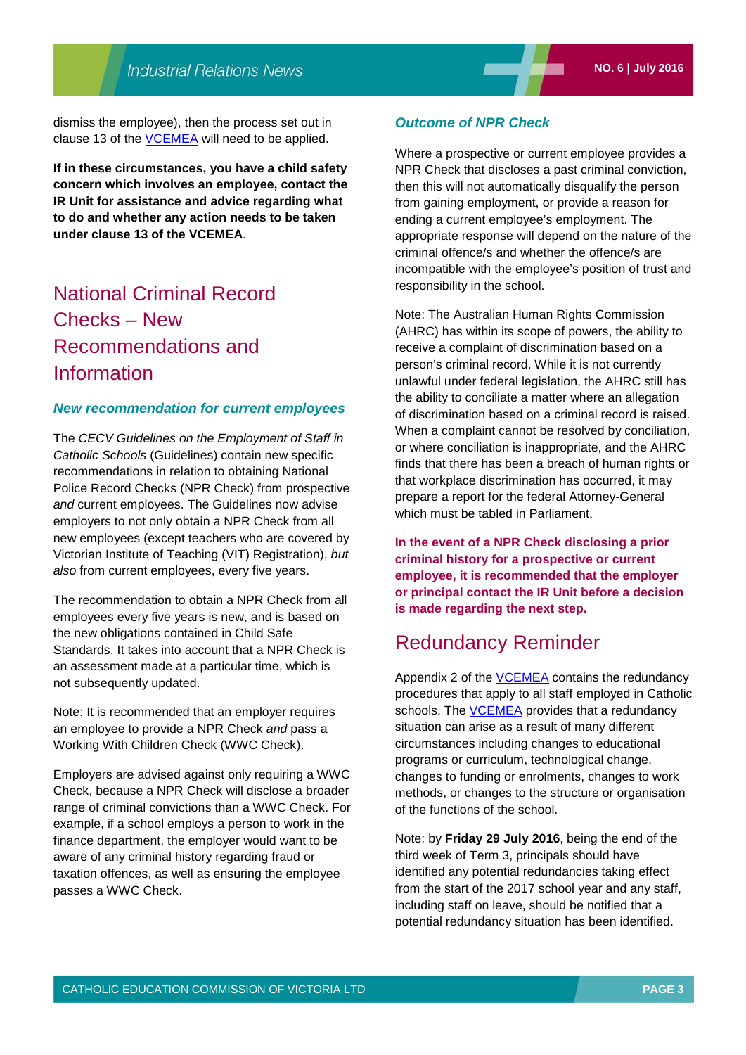dismiss the employee), then the process set out in clause 13 of the VCEMEA will need to be applied.

**If in these circumstances, you have a child safety concern which involves an employee, contact the IR Unit for assistance and advice regarding what to do and whether any action needs to be taken under clause 13 of the VCEMEA**.

## National Criminal Record Checks – New Recommendations and Information

### *New recommendation for current employees*

The *CECV Guidelines on the Employment of Staff in Catholic Schools* (Guidelines) contain new specific recommendations in relation to obtaining National Police Record Checks (NPR Check) from prospective *and* current employees. The Guidelines now advise employers to not only obtain a NPR Check from all new employees (except teachers who are covered by Victorian Institute of Teaching (VIT) Registration), *but also* from current employees, every five years.

The recommendation to obtain a NPR Check from all employees every five years is new, and is based on the new obligations contained in Child Safe Standards. It takes into account that a NPR Check is an assessment made at a particular time, which is not subsequently updated.

Note: It is recommended that an employer requires an employee to provide a NPR Check *and* pass a Working With Children Check (WWC Check).

Employers are advised against only requiring a WWC Check, because a NPR Check will disclose a broader range of criminal convictions than a WWC Check. For example, if a school employs a person to work in the finance department, the employer would want to be aware of any criminal history regarding fraud or taxation offences, as well as ensuring the employee passes a WWC Check.

### *Outcome of NPR Check*

Where a prospective or current employee provides a NPR Check that discloses a past criminal conviction, then this will not automatically disqualify the person from gaining employment, or provide a reason for ending a current employee's employment. The appropriate response will depend on the nature of the criminal offence/s and whether the offence/s are incompatible with the employee's position of trust and responsibility in the school.

Note: The Australian Human Rights Commission (AHRC) has within its scope of powers, the ability to receive a complaint of discrimination based on a person's criminal record. While it is not currently unlawful under federal legislation, the AHRC still has the ability to conciliate a matter where an allegation of discrimination based on a criminal record is raised. When a complaint cannot be resolved by conciliation, or where conciliation is inappropriate, and the AHRC finds that there has been a breach of human rights or that workplace discrimination has occurred, it may prepare a report for the federal Attorney-General which must be tabled in Parliament.

**In the event of a NPR Check disclosing a prior criminal history for a prospective or current employee, it is recommended that the employer or principal contact the IR Unit before a decision is made regarding the next step.**

## Redundancy Reminder

Appendix 2 of the VCEMEA contains the redundancy procedures that apply to all staff employed in Catholic schools. The VCEMEA provides that a redundancy situation can arise as a result of many different circumstances including changes to educational programs or curriculum, technological change, changes to funding or enrolments, changes to work methods, or changes to the structure or organisation of the functions of the school.

Note: by **Friday 29 July 2016**, being the end of the third week of Term 3, principals should have identified any potential redundancies taking effect from the start of the 2017 school year and any staff, including staff on leave, should be notified that a potential redundancy situation has been identified.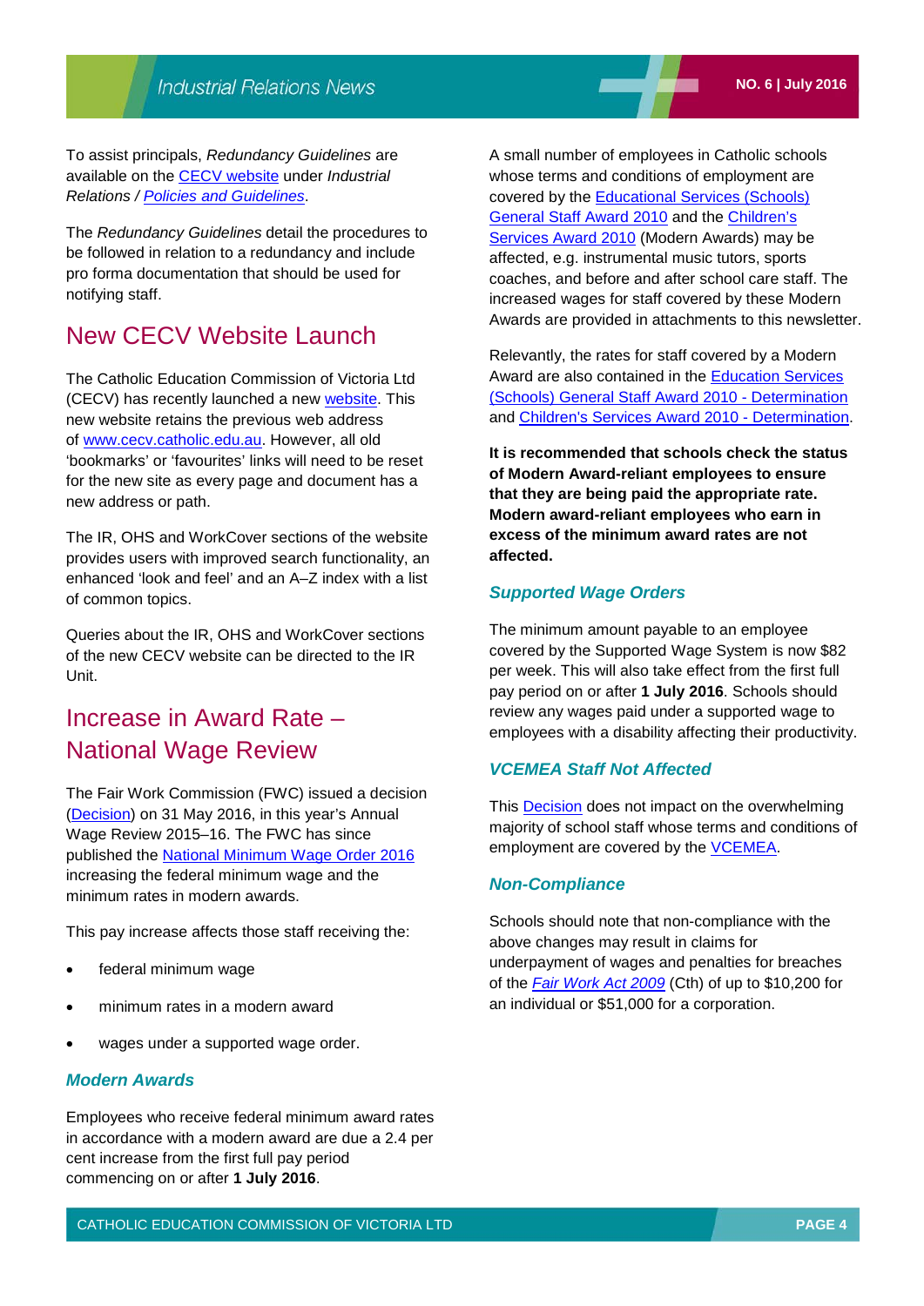To assist principals, *Redundancy Guidelines* are available on the CECV website under *Industrial Relations / Policies and Guidelines*.

The *Redundancy Guidelines* detail the procedures to be followed in relation to a redundancy and include pro forma documentation that should be used for notifying staff.

## New CECV Website Launch

The Catholic Education Commission of Victoria Ltd (CECV) has recently launched a new website. This new website retains the previous web address of www.cecv.catholic.edu.au. However, all old 'bookmarks' or 'favourites' links will need to be reset for the new site as every page and document has a new address or path.

The IR, OHS and WorkCover sections of the website provides users with improved search functionality, an enhanced 'look and feel' and an A–Z index with a list of common topics.

Queries about the IR, OHS and WorkCover sections of the new CECV website can be directed to the IR Unit.

## Increase in Award Rate – National Wage Review

The Fair Work Commission (FWC) issued a decision (Decision) on 31 May 2016, in this year's Annual Wage Review 2015–16. The FWC has since published the National Minimum Wage Order 2016 increasing the federal minimum wage and the minimum rates in modern awards.

This pay increase affects those staff receiving the:

- federal minimum wage
- minimum rates in a modern award
- wages under a supported wage order.

### *Modern Awards*

Employees who receive federal minimum award rates in accordance with a modern award are due a 2.4 per cent increase from the first full pay period commencing on or after **1 July 2016**.

A small number of employees in Catholic schools whose terms and conditions of employment are covered by the Educational Services (Schools) General Staff Award 2010 and the Children's Services Award 2010 (Modern Awards) may be affected, e.g. instrumental music tutors, sports coaches, and before and after school care staff. The increased wages for staff covered by these Modern Awards are provided in attachments to this newsletter.

Relevantly, the rates for staff covered by a Modern Award are also contained in the Education Services (Schools) General Staff Award 2010 - Determination and Children's Services Award 2010 - Determination.

**It is recommended that schools check the status of Modern Award-reliant employees to ensure that they are being paid the appropriate rate. Modern award-reliant employees who earn in excess of the minimum award rates are not affected.**

### *Supported Wage Orders*

The minimum amount payable to an employee covered by the Supported Wage System is now $82 per week. This will also take effect from the first full pay period on or after **1 July 2016**. Schools should review any wages paid under a supported wage to employees with a disability affecting their productivity.

### *VCEMEA Staff Not Affected*

This Decision does not impact on the overwhelming majority of school staff whose terms and conditions of employment are covered by the VCEMEA.

### *Non-Compliance*

Schools should note that non-compliance with the above changes may result in claims for underpayment of wages and penalties for breaches of the *Fair Work Act 2009* (Cth) of up to $10,200 for an individual or $51,000 for a corporation.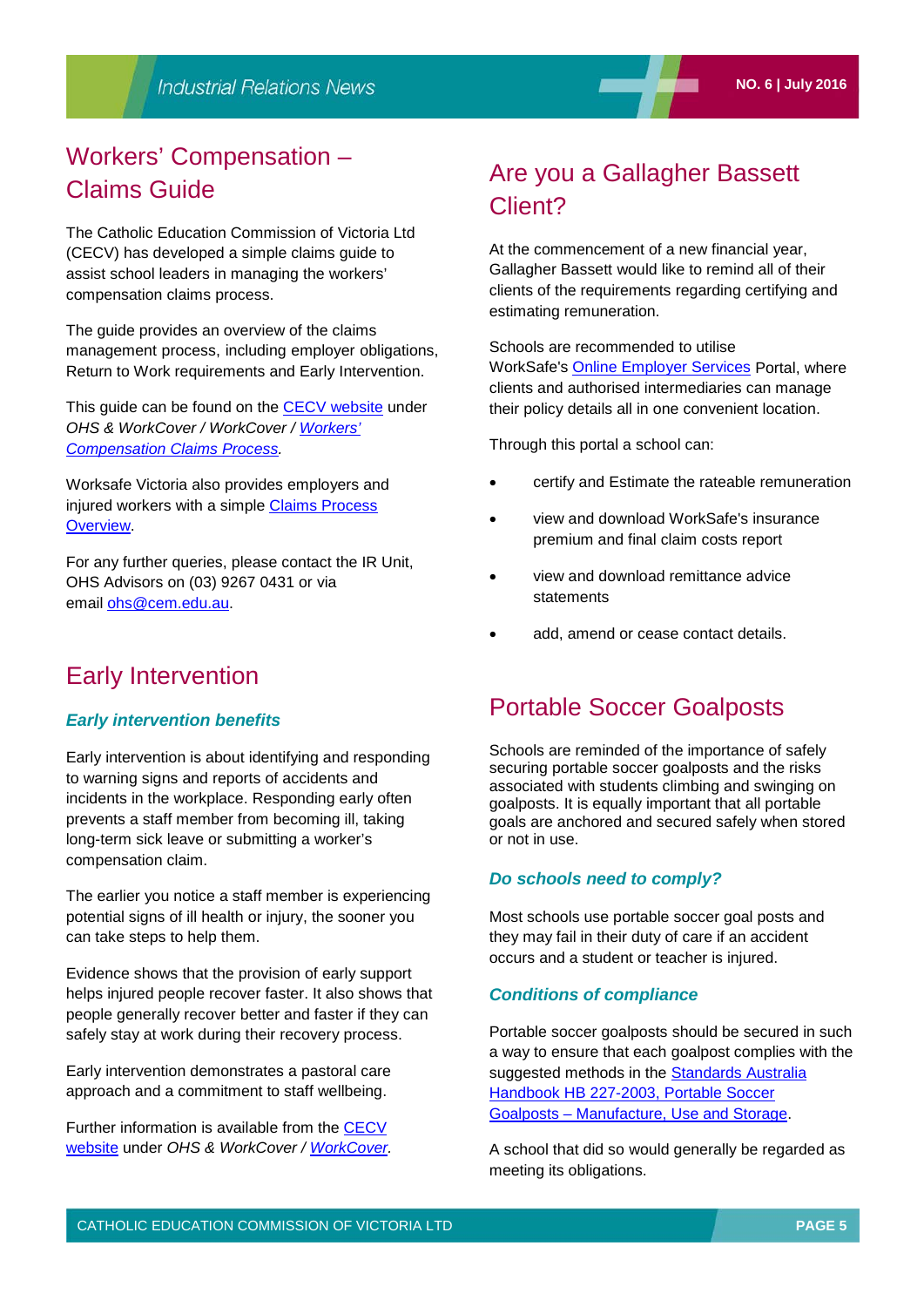## Workers' Compensation – Claims Guide

The Catholic Education Commission of Victoria Ltd (CECV) has developed a simple claims guide to assist school leaders in managing the workers' compensation claims process.

The guide provides an overview of the claims management process, including employer obligations, Return to Work requirements and Early Intervention.

This guide can be found on the CECV website under *OHS & WorkCover / WorkCover / Workers' Compensation Claims Process.*

Worksafe Victoria also provides employers and injured workers with a simple Claims Process Overview.

For any further queries, please contact the IR Unit, OHS Advisors on (03) 9267 0431 or via email ohs@cem.edu.au.

## Early Intervention

### *Early intervention benefits*

Early intervention is about identifying and responding to warning signs and reports of accidents and incidents in the workplace. Responding early often prevents a staff member from becoming ill, taking long-term sick leave or submitting a worker's compensation claim.

The earlier you notice a staff member is experiencing potential signs of ill health or injury, the sooner you can take steps to help them.

Evidence shows that the provision of early support helps injured people recover faster. It also shows that people generally recover better and faster if they can safely stay at work during their recovery process.

Early intervention demonstrates a pastoral care approach and a commitment to staff wellbeing.

Further information is available from the CECV website under *OHS & WorkCover / WorkCover.*

## Are you a Gallagher Bassett Client?

At the commencement of a new financial year, Gallagher Bassett would like to remind all of their clients of the requirements regarding certifying and estimating remuneration.

Schools are recommended to utilise WorkSafe's Online Employer Services Portal, where clients and authorised intermediaries can manage their policy details all in one convenient location.

Through this portal a school can:

- certify and Estimate the rateable remuneration
- view and download WorkSafe's insurance premium and final claim costs report
- view and download remittance advice statements
- add, amend or cease contact details.

## Portable Soccer Goalposts

Schools are reminded of the importance of safely securing portable soccer goalposts and the risks associated with students climbing and swinging on goalposts. It is equally important that all portable goals are anchored and secured safely when stored or not in use.

### *Do schools need to comply?*

Most schools use portable soccer goal posts and they may fail in their duty of care if an accident occurs and a student or teacher is injured.

### *Conditions of compliance*

Portable soccer goalposts should be secured in such a way to ensure that each goalpost complies with the suggested methods in the Standards Australia Handbook HB 227-2003, Portable Soccer Goalposts – Manufacture, Use and Storage.

A school that did so would generally be regarded as meeting its obligations.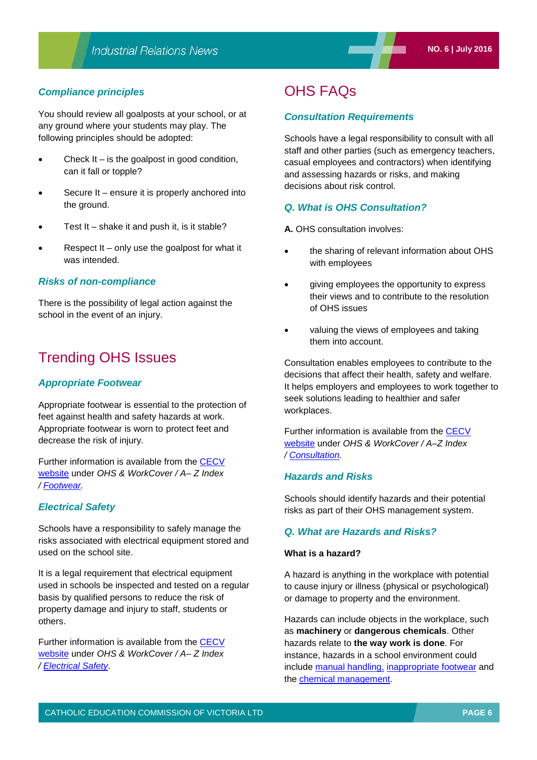### Compliance principles

You should review all goalposts at your school, or at any ground where your students may play. The following principles should be adopted:

- Check It – is the goalpost in good condition, can it fall or topple?
- Secure It – ensure it is properly anchored into the ground.
- Test It – shake it and push it, is it stable?
- Respect It – only use the goalpost for what it was intended.

### Risks of non-compliance

There is the possibility of legal action against the school in the event of an injury.

## Trending OHS Issues

### Appropriate Footwear

Appropriate footwear is essential to the protection of feet against health and safety hazards at work. Appropriate footwear is worn to protect feet and decrease the risk of injury.

Further information is available from the CECV website under *OHS & WorkCover / A– Z Index / Footwear*.

### Electrical Safety

Schools have a responsibility to safely manage the risks associated with electrical equipment stored and used on the school site.

It is a legal requirement that electrical equipment used in schools be inspected and tested on a regular basis by qualified persons to reduce the risk of property damage and injury to staff, students or others.

Further information is available from the CECV website under *OHS & WorkCover / A– Z Index / Electrical Safety*.

## OHS FAQs

### Consultation Requirements

Schools have a legal responsibility to consult with all staff and other parties (such as emergency teachers, casual employees and contractors) when identifying and assessing hazards or risks, and making decisions about risk control.

### Q. What is OHS Consultation?

**A.** OHS consultation involves:

- the sharing of relevant information about OHS with employees
- giving employees the opportunity to express their views and to contribute to the resolution of OHS issues
- valuing the views of employees and taking them into account.

Consultation enables employees to contribute to the decisions that affect their health, safety and welfare. It helps employers and employees to work together to seek solutions leading to healthier and safer workplaces.

Further information is available from the CECV website under *OHS & WorkCover / A–Z Index / Consultation.*

### Hazards and Risks

Schools should identify hazards and their potential risks as part of their OHS management system.

### Q. What are Hazards and Risks?

**What is a hazard?**

A hazard is anything in the workplace with potential to cause injury or illness (physical or psychological) or damage to property and the environment.

Hazards can include objects in the workplace, such as **machinery** or **dangerous chemicals**. Other hazards relate to **the way work is done**. For instance, hazards in a school environment could include manual handling, inappropriate footwear and the chemical management.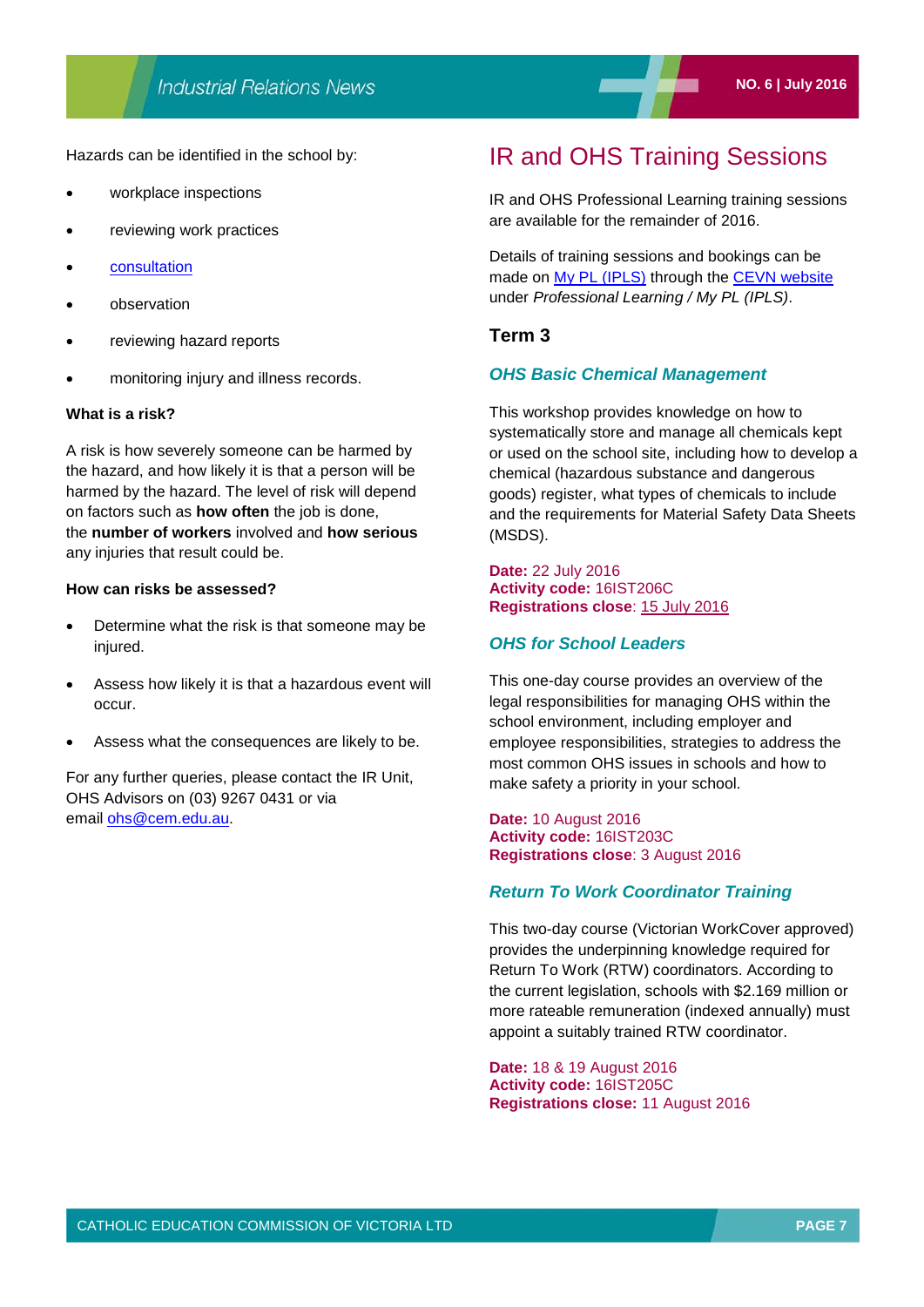Hazards can be identified in the school by:

- workplace inspections
- reviewing work practices
- consultation
- observation
- reviewing hazard reports
- monitoring injury and illness records.

**What is a risk?**

A risk is how severely someone can be harmed by the hazard, and how likely it is that a person will be harmed by the hazard. The level of risk will depend on factors such as **how often** the job is done, the **number of workers** involved and **how serious** any injuries that result could be.

**How can risks be assessed?**

- Determine what the risk is that someone may be injured.
- Assess how likely it is that a hazardous event will occur.
- Assess what the consequences are likely to be.

For any further queries, please contact the IR Unit, OHS Advisors on (03) 9267 0431 or via email ohs@cem.edu.au.

# IR and OHS Training Sessions

IR and OHS Professional Learning training sessions are available for the remainder of 2016.

Details of training sessions and bookings can be made on My PL (IPLS) through the CEVN website under *Professional Learning / My PL (IPLS)*.

## Term 3

### *OHS Basic Chemical Management*

This workshop provides knowledge on how to systematically store and manage all chemicals kept or used on the school site, including how to develop a chemical (hazardous substance and dangerous goods) register, what types of chemicals to include and the requirements for Material Safety Data Sheets (MSDS).

**Date:** 22 July 2016
**Activity code:** 16IST206C
**Registrations close**: 15 July 2016

### *OHS for School Leaders*

This one-day course provides an overview of the legal responsibilities for managing OHS within the school environment, including employer and employee responsibilities, strategies to address the most common OHS issues in schools and how to make safety a priority in your school.

**Date:** 10 August 2016
**Activity code:** 16IST203C
**Registrations close**: 3 August 2016

### *Return To Work Coordinator Training*

This two-day course (Victorian WorkCover approved) provides the underpinning knowledge required for Return To Work (RTW) coordinators. According to the current legislation, schools with $2.169 million or more rateable remuneration (indexed annually) must appoint a suitably trained RTW coordinator.

**Date:** 18 & 19 August 2016
**Activity code:** 16IST205C
**Registrations close:** 11 August 2016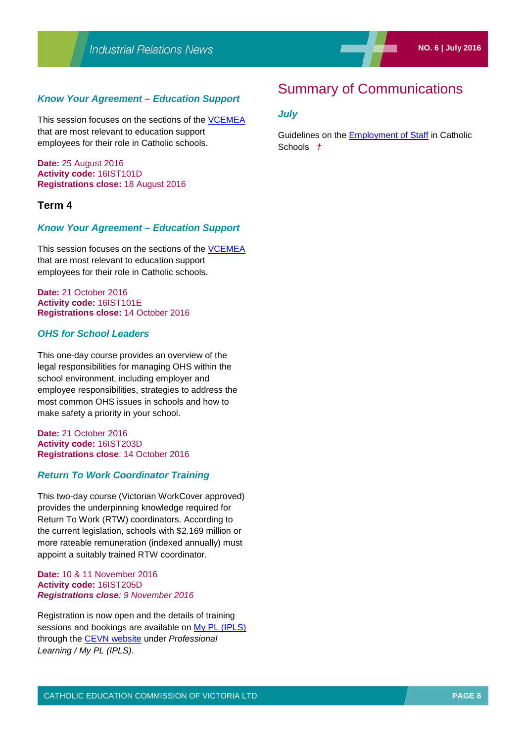### *Know Your Agreement – Education Support*

This session focuses on the sections of the [VCEMEA] that are most relevant to education support employees for their role in Catholic schools.

**Date:** 25 August 2016
**Activity code:** 16IST101D
**Registrations close:** 18 August 2016

## Term 4

### *Know Your Agreement – Education Support*

This session focuses on the sections of the [VCEMEA] that are most relevant to education support employees for their role in Catholic schools.

**Date:** 21 October 2016
**Activity code:** 16IST101E
**Registrations close:** 14 October 2016

### *OHS for School Leaders*

This one-day course provides an overview of the legal responsibilities for managing OHS within the school environment, including employer and employee responsibilities, strategies to address the most common OHS issues in schools and how to make safety a priority in your school.

**Date:** 21 October 2016
**Activity code:** 16IST203D
**Registrations close**: 14 October 2016

### *Return To Work Coordinator Training*

This two-day course (Victorian WorkCover approved) provides the underpinning knowledge required for Return To Work (RTW) coordinators. According to the current legislation, schools with $2.169 million or more rateable remuneration (indexed annually) must appoint a suitably trained RTW coordinator.

**Date:** 10 & 11 November 2016
**Activity code:** 16IST205D
***Registrations close**: 9 November 2016*

Registration is now open and the details of training sessions and bookings are available on [My PL (IPLS)] through the [CEVN website] under *Professional Learning / My PL (IPLS)*.

# Summary of Communications

### *July*

Guidelines on the [Employment of Staff] in Catholic Schools †